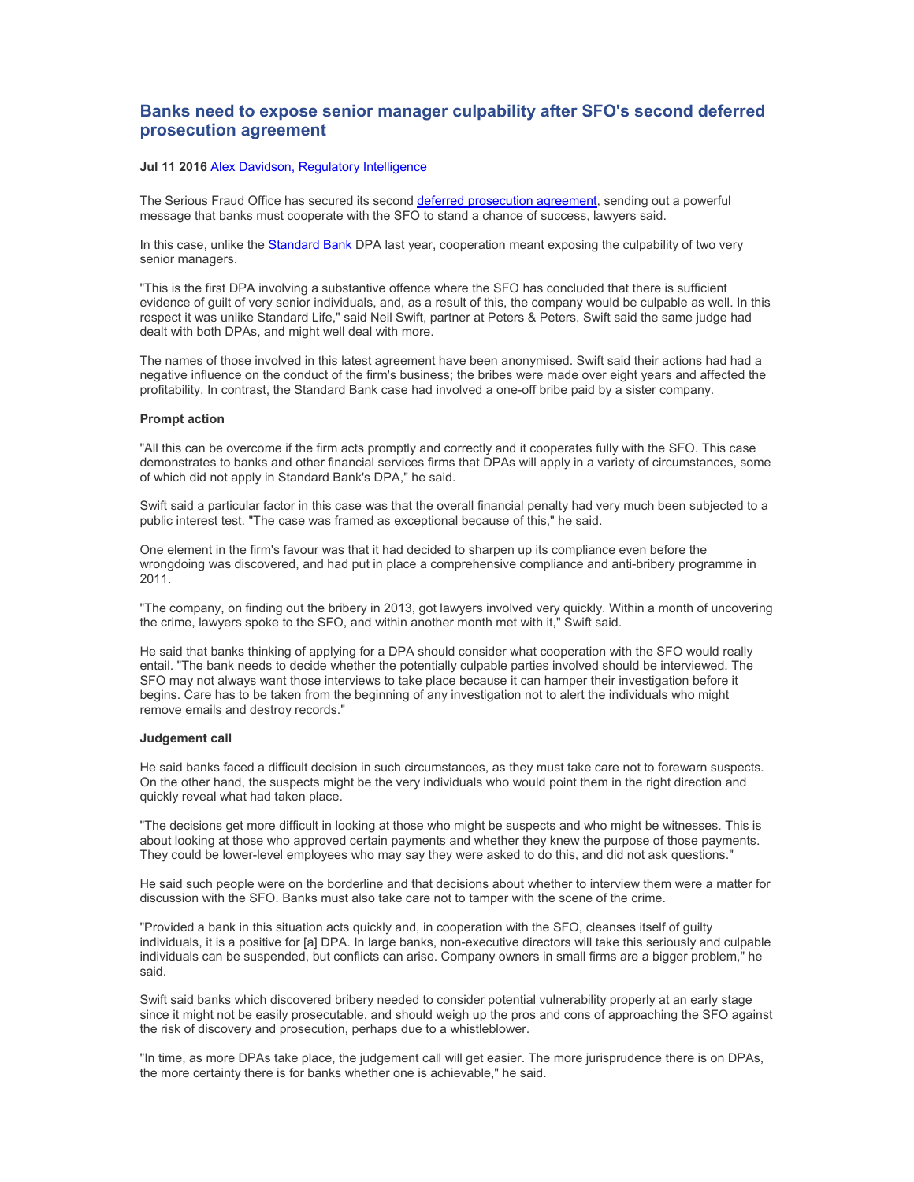# Banks need to expose senior manager culpability after SFO's second deferred prosecution agreement

**Jul 11 2016** Alex Davidson, Regulatory Intelligence

The Serious Fraud Office has secured its second deferred prosecution agreement, sending out a powerful message that banks must cooperate with the SFO to stand a chance of success, lawyers said.

In this case, unlike the Standard Bank DPA last year, cooperation meant exposing the culpability of two very senior managers.

"This is the first DPA involving a substantive offence where the SFO has concluded that there is sufficient evidence of guilt of very senior individuals, and, as a result of this, the company would be culpable as well. In this respect it was unlike Standard Life," said Neil Swift, partner at Peters & Peters. Swift said the same judge had dealt with both DPAs, and might well deal with more.

The names of those involved in this latest agreement have been anonymised. Swift said their actions had had a negative influence on the conduct of the firm's business; the bribes were made over eight years and affected the profitability. In contrast, the Standard Bank case had involved a one-off bribe paid by a sister company.

**Prompt action**

"All this can be overcome if the firm acts promptly and correctly and it cooperates fully with the SFO. This case demonstrates to banks and other financial services firms that DPAs will apply in a variety of circumstances, some of which did not apply in Standard Bank's DPA," he said.

Swift said a particular factor in this case was that the overall financial penalty had very much been subjected to a public interest test. "The case was framed as exceptional because of this," he said.

One element in the firm's favour was that it had decided to sharpen up its compliance even before the wrongdoing was discovered, and had put in place a comprehensive compliance and anti-bribery programme in 2011.

"The company, on finding out the bribery in 2013, got lawyers involved very quickly. Within a month of uncovering the crime, lawyers spoke to the SFO, and within another month met with it," Swift said.

He said that banks thinking of applying for a DPA should consider what cooperation with the SFO would really entail. "The bank needs to decide whether the potentially culpable parties involved should be interviewed. The SFO may not always want those interviews to take place because it can hamper their investigation before it begins. Care has to be taken from the beginning of any investigation not to alert the individuals who might remove emails and destroy records."

**Judgement call**

He said banks faced a difficult decision in such circumstances, as they must take care not to forewarn suspects. On the other hand, the suspects might be the very individuals who would point them in the right direction and quickly reveal what had taken place.

"The decisions get more difficult in looking at those who might be suspects and who might be witnesses. This is about looking at those who approved certain payments and whether they knew the purpose of those payments. They could be lower-level employees who may say they were asked to do this, and did not ask questions."

He said such people were on the borderline and that decisions about whether to interview them were a matter for discussion with the SFO. Banks must also take care not to tamper with the scene of the crime.

"Provided a bank in this situation acts quickly and, in cooperation with the SFO, cleanses itself of guilty individuals, it is a positive for [a] DPA. In large banks, non-executive directors will take this seriously and culpable individuals can be suspended, but conflicts can arise. Company owners in small firms are a bigger problem," he said.

Swift said banks which discovered bribery needed to consider potential vulnerability properly at an early stage since it might not be easily prosecutable, and should weigh up the pros and cons of approaching the SFO against the risk of discovery and prosecution, perhaps due to a whistleblower.

"In time, as more DPAs take place, the judgement call will get easier. The more jurisprudence there is on DPAs, the more certainty there is for banks whether one is achievable," he said.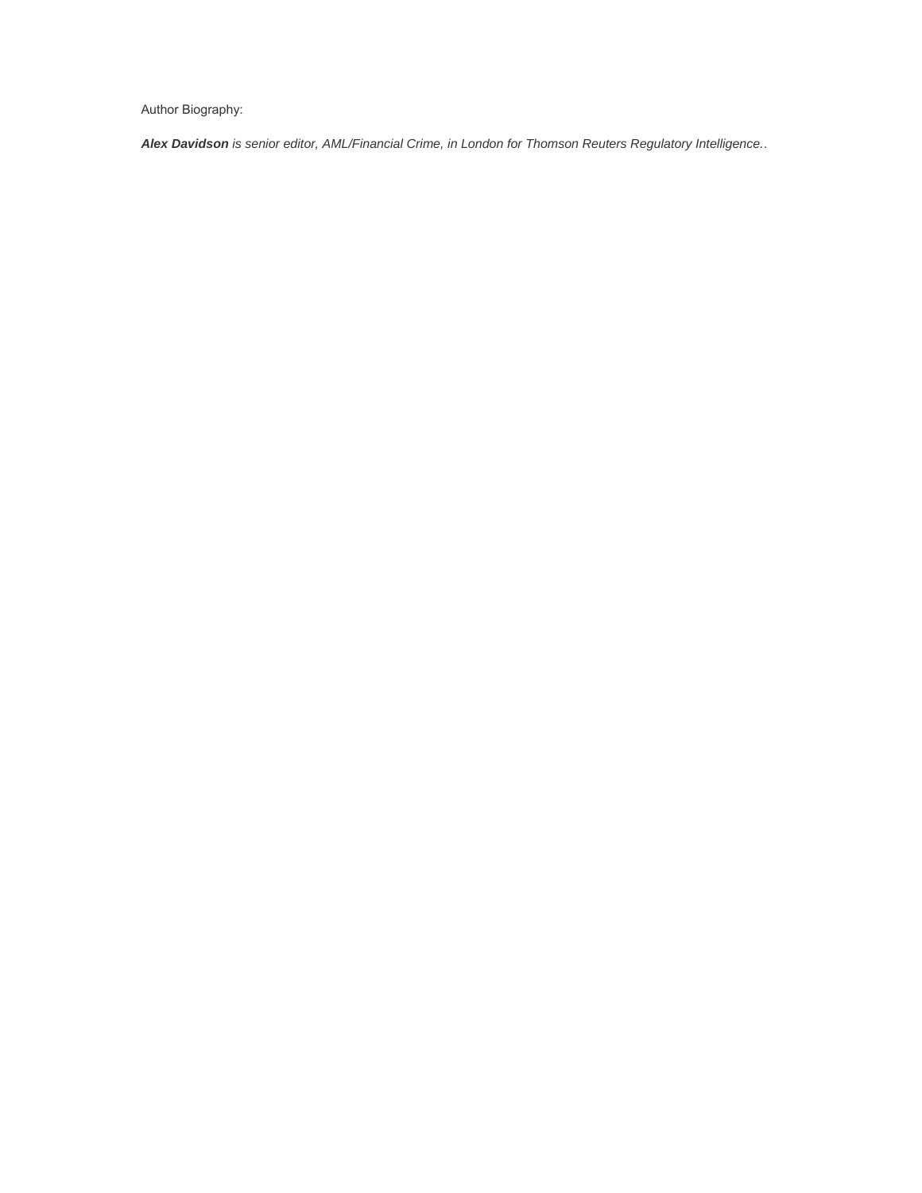Author Biography:

***Alex Davidson*** *is senior editor, AML/Financial Crime, in London for Thomson Reuters Regulatory Intelligence..*